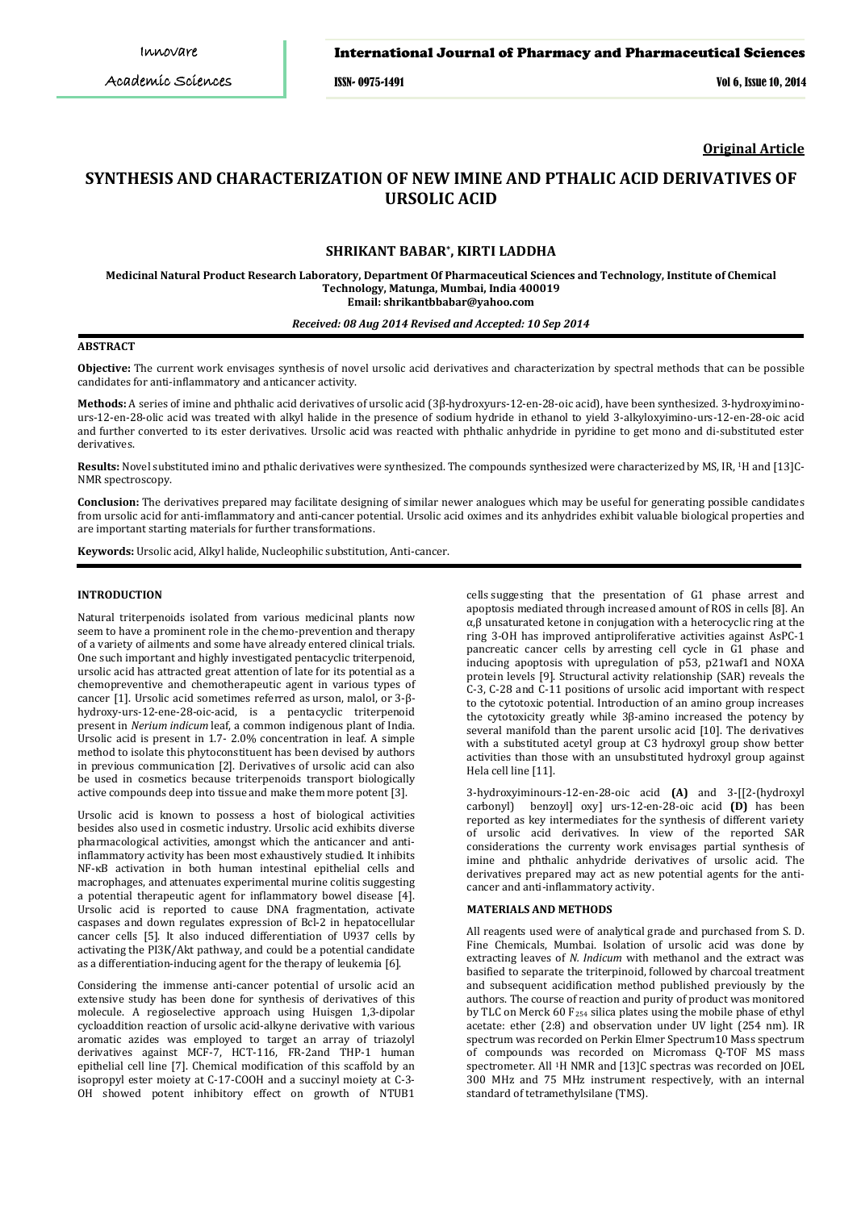**Original Article**

# SYNTHESIS AND CHARACTERIZATION OF NEW IMINE AND PTHALIC ACID DERIVATIVES OF URSOLIC ACID

## SHRIKANT BABAR*, KIRTI LADDHA

**Medicinal Natural Product Research Laboratory, Department Of Pharmaceutical Sciences and Technology, Institute of Chemical Technology, Matunga, Mumbai, India 400019**
**Email: shrikantbbabar@yahoo.com**

***Received: 08 Aug 2014 Revised and Accepted: 10 Sep 2014***

### ABSTRACT

**Objective:** The current work envisages synthesis of novel ursolic acid derivatives and characterization by spectral methods that can be possible candidates for anti-inflammatory and anticancer activity.

**Methods:** A series of imine and phthalic acid derivatives of ursolic acid (3β-hydroxyurs-12-en-28-oic acid), have been synthesized. 3-hydroxyimino-urs-12-en-28-olic acid was treated with alkyl halide in the presence of sodium hydride in ethanol to yield 3-alkyloxyimino-urs-12-en-28-oic acid and further converted to its ester derivatives. Ursolic acid was reacted with phthalic anhydride in pyridine to get mono and di-substituted ester derivatives.

**Results:** Novel substituted imino and pthalic derivatives were synthesized. The compounds synthesized were characterized by MS, IR, [1]H and [13]C-NMR spectroscopy.

**Conclusion:** The derivatives prepared may facilitate designing of similar newer analogues which may be useful for generating possible candidates from ursolic acid for anti-imflammatory and anti-cancer potential. Ursolic acid oximes and its anhydrides exhibit valuable biological properties and are important starting materials for further transformations.

**Keywords:** Ursolic acid, Alkyl halide, Nucleophilic substitution, Anti-cancer.

### INTRODUCTION

Natural triterpenoids isolated from various medicinal plants now seem to have a prominent role in the chemo-prevention and therapy of a variety of ailments and some have already entered clinical trials. One such important and highly investigated pentacyclic triterpenoid, ursolic acid has attracted great attention of late for its potential as a chemopreventive and chemotherapeutic agent in various types of cancer [1]. Ursolic acid sometimes referred as urson, malol, or 3-β-hydroxy-urs-12-ene-28-oic-acid, is a pentacyclic triterpenoid present in *Nerium indicum* leaf, a common indigenous plant of India. Ursolic acid is present in 1.7- 2.0% concentration in leaf. A simple method to isolate this phytoconstituent has been devised by authors in previous communication [2]. Derivatives of ursolic acid can also be used in cosmetics because triterpenoids transport biologically active compounds deep into tissue and make them more potent [3].

Ursolic acid is known to possess a host of biological activities besides also used in cosmetic industry. Ursolic acid exhibits diverse pharmacological activities, amongst which the anticancer and anti-inflammatory activity has been most exhaustively studied. It inhibits NF-κB activation in both human intestinal epithelial cells and macrophages, and attenuates experimental murine colitis suggesting a potential therapeutic agent for inflammatory bowel disease [4]. Ursolic acid is reported to cause DNA fragmentation, activate caspases and down regulates expression of Bcl-2 in hepatocellular cancer cells [5]. It also induced differentiation of U937 cells by activating the PI3K/Akt pathway, and could be a potential candidate as a differentiation-inducing agent for the therapy of leukemia [6].

Considering the immense anti-cancer potential of ursolic acid an extensive study has been done for synthesis of derivatives of this molecule. A regioselective approach using Huisgen 1,3-dipolar cycloaddition reaction of ursolic acid-alkyne derivative with various aromatic azides was employed to target an array of triazolyl derivatives against MCF-7, HCT-116, FR-2and THP-1 human epithelial cell line [7]. Chemical modification of this scaffold by an isopropyl ester moiety at C-17-COOH and a succinyl moiety at C-3-OH showed potent inhibitory effect on growth of NTUB1 cells suggesting that the presentation of G1 phase arrest and apoptosis mediated through increased amount of ROS in cells [8]. An α,β unsaturated ketone in conjugation with a heterocyclic ring at the ring 3-OH has improved antiproliferative activities against AsPC-1 pancreatic cancer cells by arresting cell cycle in G1 phase and inducing apoptosis with upregulation of p53, p21waf1 and NOXA protein levels [9]. Structural activity relationship (SAR) reveals the C-3, C-28 and C-11 positions of ursolic acid important with respect to the cytotoxic potential. Introduction of an amino group increases the cytotoxicity greatly while 3β-amino increased the potency by several manifold than the parent ursolic acid [10]. The derivatives with a substituted acetyl group at C3 hydroxyl group show better activities than those with an unsubstituted hydroxyl group against Hela cell line [11].

3-hydroxyiminours-12-en-28-oic acid **(A)** and 3-[[2-(hydroxyl carbonyl) benzoyl] oxy] urs-12-en-28-oic acid **(D)** has been reported as key intermediates for the synthesis of different variety of ursolic acid derivatives. In view of the reported SAR considerations the currenty work envisages partial synthesis of imine and phthalic anhydride derivatives of ursolic acid. The derivatives prepared may act as new potential agents for the anti-cancer and anti-inflammatory activity.

### MATERIALS AND METHODS

All reagents used were of analytical grade and purchased from S. D. Fine Chemicals, Mumbai. Isolation of ursolic acid was done by extracting leaves of *N. Indicum* with methanol and the extract was basified to separate the triterpinoid, followed by charcoal treatment and subsequent acidification method published previously by the authors. The course of reaction and purity of product was monitored by TLC on Merck 60 $F_{254}$ silica plates using the mobile phase of ethyl acetate: ether (2:8) and observation under UV light (254 nm). IR spectrum was recorded on Perkin Elmer Spectrum10 Mass spectrum of compounds was recorded on Micromass Q-TOF MS mass spectrometer. All [1]H NMR and [13]C spectras was recorded on JOEL 300 MHz and 75 MHz instrument respectively, with an internal standard of tetramethylsilane (TMS).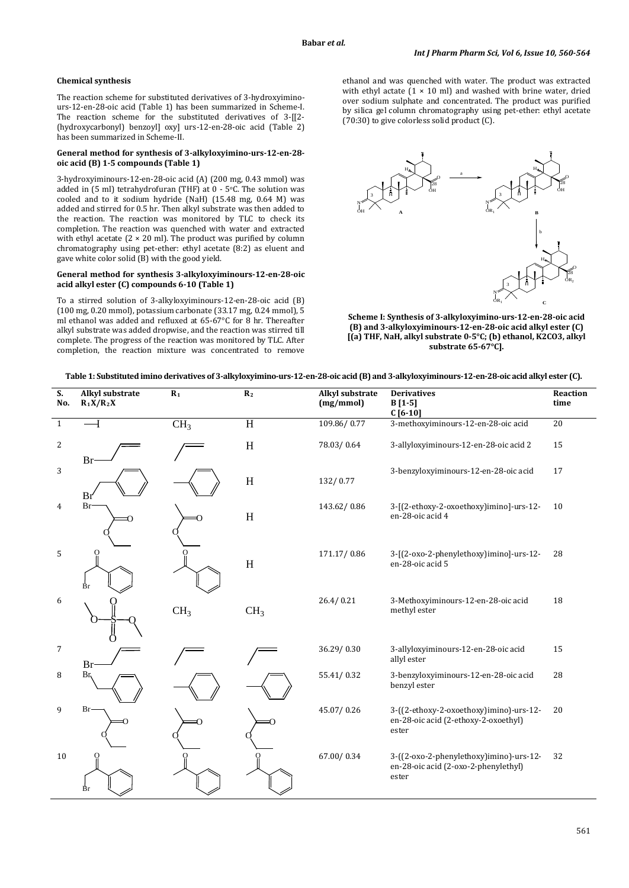### Chemical synthesis

The reaction scheme for substituted derivatives of 3-hydroxyimino-urs-12-en-28-oic acid (Table 1) has been summarized in Scheme-I. The reaction scheme for the substituted derivatives of 3-[[2-(hydroxycarbonyl) benzoyl] oxy] urs-12-en-28-oic acid (Table 2) has been summarized in Scheme-II.

#### General method for synthesis of 3-alkyloxyimino-urs-12-en-28-oic acid (B) 1-5 compounds (Table 1)

3-hydroxyiminours-12-en-28-oic acid (A) (200 mg, 0.43 mmol) was added in (5 ml) tetrahydrofuran (THF) at 0 - 5°C. The solution was cooled and to it sodium hydride (NaH) (15.48 mg, 0.64 M) was added and stirred for 0.5 hr. Then alkyl substrate was then added to the reaction. The reaction was monitored by TLC to check its completion. The reaction was quenched with water and extracted with ethyl acetate (2 × 20 ml). The product was purified by column chromatography using pet-ether: ethyl acetate (8:2) as eluent and gave white color solid (B) with the good yield.

#### General method for synthesis 3-alkyloxyiminours-12-en-28-oic acid alkyl ester (C) compounds 6-10 (Table 1)

To a stirred solution of 3-alkyloxyiminours-12-en-28-oic acid (B) (100 mg, 0.20 mmol), potassium carbonate (33.17 mg, 0.24 mmol), 5 ml ethanol was added and refluxed at 65-67°C for 8 hr. Thereafter alkyl substrate was added dropwise, and the reaction was stirred till complete. The progress of the reaction was monitored by TLC. After completion, the reaction mixture was concentrated to remove ethanol and was quenched with water. The product was extracted with ethyl actate (1 × 10 ml) and washed with brine water, dried over sodium sulphate and concentrated. The product was purified by silica gel column chromatography using pet-ether: ethyl acetate (70:30) to give colorless solid product (C).

**Scheme I: Synthesis of 3-alkyloxyimino-urs-12-en-28-oic acid (B) and 3-alkyloxyiminours-12-en-28-oic acid alkyl ester (C) [(a) THF, NaH, alkyl substrate 0-5°C; (b) ethanol, K2CO3, alkyl substrate 65-67°C].**

**Table 1: Substituted imino derivatives of 3-alkyloxyimino-urs-12-en-28-oic acid (B) and 3-alkyloxyiminours-12-en-28-oic acid alkyl ester (C).**

| S. No. | Alkyl substrate $R_1X/R_2X$ | $R_1$ | $R_2$ | Alkyl substrate (mg/mmol) | Derivatives B [1-5] C [6-10] | Reaction time |
|---|---|---|---|---|---|---|
| 1 | $CH_3I$ | $CH_3$ | H | 109.86/ 0.77 | 3-methoxyiminours-12-en-28-oic acid | 20 |
| 2 | Allyl bromide | Allyl | H | 78.03/ 0.64 | 3-allyloxyiminours-12-en-28-oic acid 2 | 15 |
| 3 | Benzyl bromide | Benzyl | H | 132/ 0.77 | 3-benzyloxyiminours-12-en-28-oic acid | 17 |
| 4 | Ethyl bromoacetate | $CH_2COOC_2H_5$ | H | 143.62/ 0.86 | 3-[(2-ethoxy-2-oxoethoxy)imino]-urs-12-en-28-oic acid 4 | 10 |
| 5 | Phenacyl bromide | $CH_2COC_6H_5$ | H | 171.17/ 0.86 | 3-[(2-oxo-2-phenylethoxy)imino]-urs-12-en-28-oic acid 5 | 28 |
| 6 | Dimethyl sulfate | $CH_3$ | $CH_3$ | 26.4/ 0.21 | 3-Methoxyiminours-12-en-28-oic acid methyl ester | 18 |
| 7 | Allyl bromide | Allyl | Allyl | 36.29/ 0.30 | 3-allyloxyiminours-12-en-28-oic acid allyl ester | 15 |
| 8 | Benzyl bromide | Benzyl | Benzyl | 55.41/ 0.32 | 3-benzyloxyiminours-12-en-28-oic acid benzyl ester | 28 |
| 9 | Ethyl bromoacetate | $CH_2COOC_2H_5$ | $CH_2COOC_2H_5$ | 45.07/ 0.26 | 3-((2-ethoxy-2-oxoethoxy)imino)-urs-12-en-28-oic acid (2-ethoxy-2-oxoethyl) ester | 20 |
| 10 | Phenacyl bromide | $CH_2COC_6H_5$ | $CH_2COC_6H_5$ | 67.00/ 0.34 | 3-((2-oxo-2-phenylethoxy)imino)-urs-12-en-28-oic acid (2-oxo-2-phenylethyl) ester | 32 |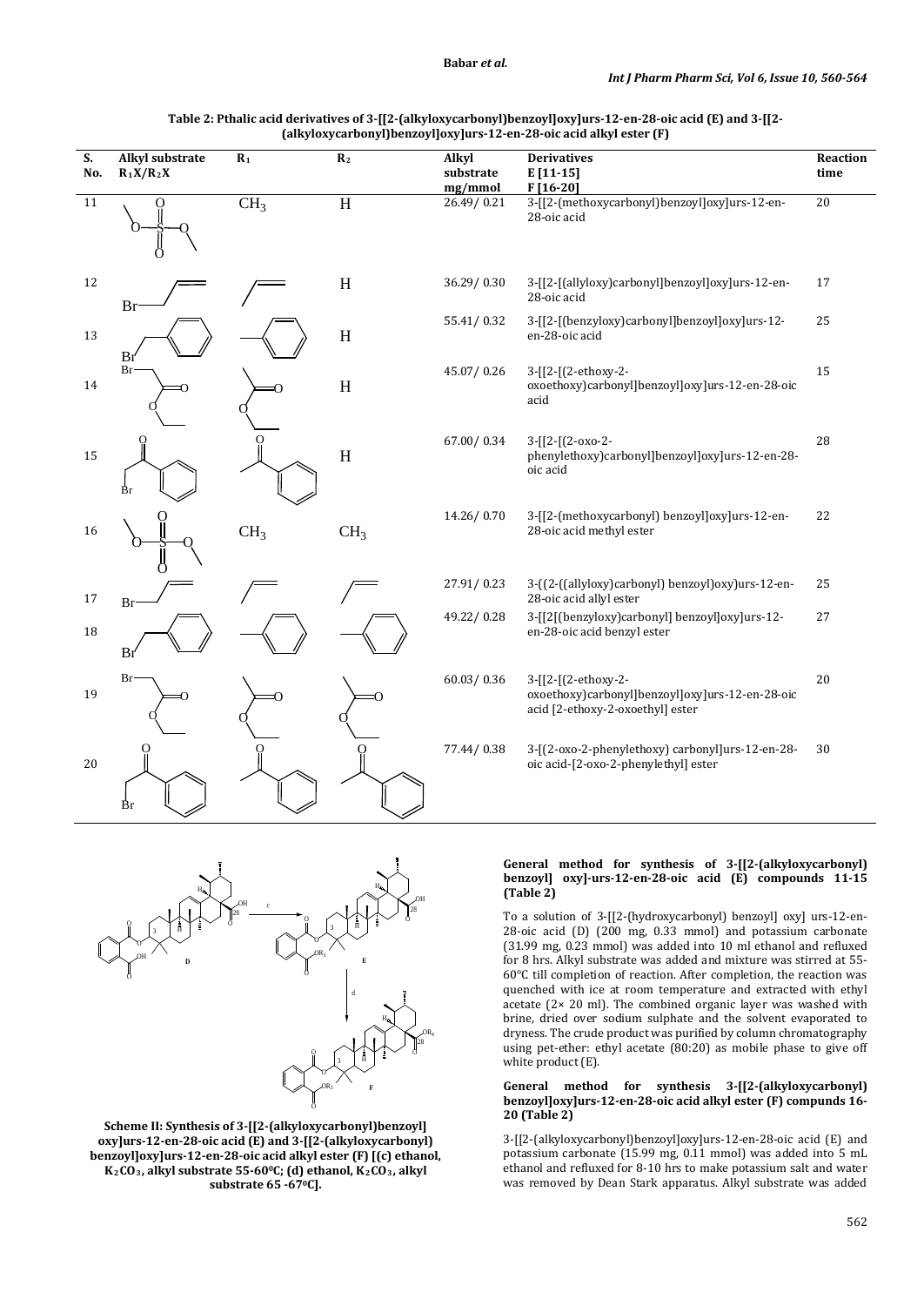**Table 2: Pthalic acid derivatives of 3-[[2-(alkyloxycarbonyl)benzoyl]oxy]urs-12-en-28-oic acid (E) and 3-[[2-(alkyloxycarbonyl)benzoyl]oxy]urs-12-en-28-oic acid alkyl ester (F)**

| S. No. | Alkyl substrate $R_1X/R_2X$ | $R_1$ | $R_2$ | Alkyl substrate mg/mmol | Derivatives E [11-15] F [16-20] | Reaction time |
|---|---|---|---|---|---|---|
| 11 | (dimethyl sulfate) | $CH_3$ | H | 26.49/ 0.21 | 3-[[2-(methoxycarbonyl)benzoyl]oxy]urs-12-en-28-oic acid | 20 |
| 12 | (allyl bromide) | (allyl) | H | 36.29/ 0.30 | 3-[[2-[(allyloxy)carbonyl]benzoyl]oxy]urs-12-en-28-oic acid | 17 |
| 13 | (benzyl bromide) | (benzyl) | H | 55.41/ 0.32 | 3-[[2-[(benzyloxy)carbonyl]benzoyl]oxy]urs-12-en-28-oic acid | 25 |
| 14 | (ethyl bromoacetate) | (2-ethoxy-2-oxoethyl) | H | 45.07/ 0.26 | 3-[[2-[(2-ethoxy-2-oxoethoxy)carbonyl]benzoyl]oxy]urs-12-en-28-oic acid | 15 |
| 15 | (phenacyl bromide) | (2-oxo-2-phenylethyl) | H | 67.00/ 0.34 | 3-[[2-[(2-oxo-2-phenylethoxy)carbonyl]benzoyl]oxy]urs-12-en-28-oic acid | 28 |
| 16 | (dimethyl sulfate) | $CH_3$ | $CH_3$ | 14.26/ 0.70 | 3-[[2-(methoxycarbonyl) benzoyl]oxy]urs-12-en-28-oic acid methyl ester | 22 |
| 17 | (allyl bromide) | (allyl) | (allyl) | 27.91/ 0.23 | 3-((2-((allyloxy)carbonyl) benzoyl)oxy)urs-12-en-28-oic acid allyl ester | 25 |
| 18 | (benzyl bromide) | (benzyl) | (benzyl) | 49.22/ 0.28 | 3-[[2[(benzyloxy)carbonyl] benzoyl]oxy]urs-12-en-28-oic acid benzyl ester | 27 |
| 19 | (ethyl bromoacetate) | (2-ethoxy-2-oxoethyl) | (2-ethoxy-2-oxoethyl) | 60.03/ 0.36 | 3-[[2-[(2-ethoxy-2-oxoethoxy)carbonyl]benzoyl]oxy]urs-12-en-28-oic acid [2-ethoxy-2-oxoethyl] ester | 20 |
| 20 | (phenacyl bromide) | (2-oxo-2-phenylethyl) | (2-oxo-2-phenylethyl) | 77.44/ 0.38 | 3-[(2-oxo-2-phenylethoxy) carbonyl]urs-12-en-28-oic acid-[2-oxo-2-phenylethyl] ester | 30 |

**Scheme II: Synthesis of 3-[[2-(alkyloxycarbonyl)benzoyl] oxy]urs-12-en-28-oic acid (E) and 3-[[2-(alkyloxycarbonyl) benzoyl]oxy]urs-12-en-28-oic acid alkyl ester (F) [(c) ethanol, $K_2CO_3$, alkyl substrate 55-60°C; (d) ethanol, $K_2CO_3$, alkyl substrate 65 -67°C].**

#### General method for synthesis of 3-[[2-(alkyloxycarbonyl) benzoyl] oxy]-urs-12-en-28-oic acid (E) compounds 11-15 (Table 2)

To a solution of 3-[[2-(hydroxycarbonyl) benzoyl] oxy] urs-12-en-28-oic acid (D) (200 mg, 0.33 mmol) and potassium carbonate (31.99 mg, 0.23 mmol) was added into 10 ml ethanol and refluxed for 8 hrs. Alkyl substrate was added and mixture was stirred at 55-60°C till completion of reaction. After completion, the reaction was quenched with ice at room temperature and extracted with ethyl acetate (2× 20 ml). The combined organic layer was washed with brine, dried over sodium sulphate and the solvent evaporated to dryness. The crude product was purified by column chromatography using pet-ether: ethyl acetate (80:20) as mobile phase to give off white product (E).

#### General method for synthesis 3-[[2-(alkyloxycarbonyl) benzoyl]oxy]urs-12-en-28-oic acid alkyl ester (F) compunds 16-20 (Table 2)

3-[[2-(alkyloxycarbonyl)benzoyl]oxy]urs-12-en-28-oic acid (E) and potassium carbonate (15.99 mg, 0.11 mmol) was added into 5 mL ethanol and refluxed for 8-10 hrs to make potassium salt and water was removed by Dean Stark apparatus. Alkyl substrate was added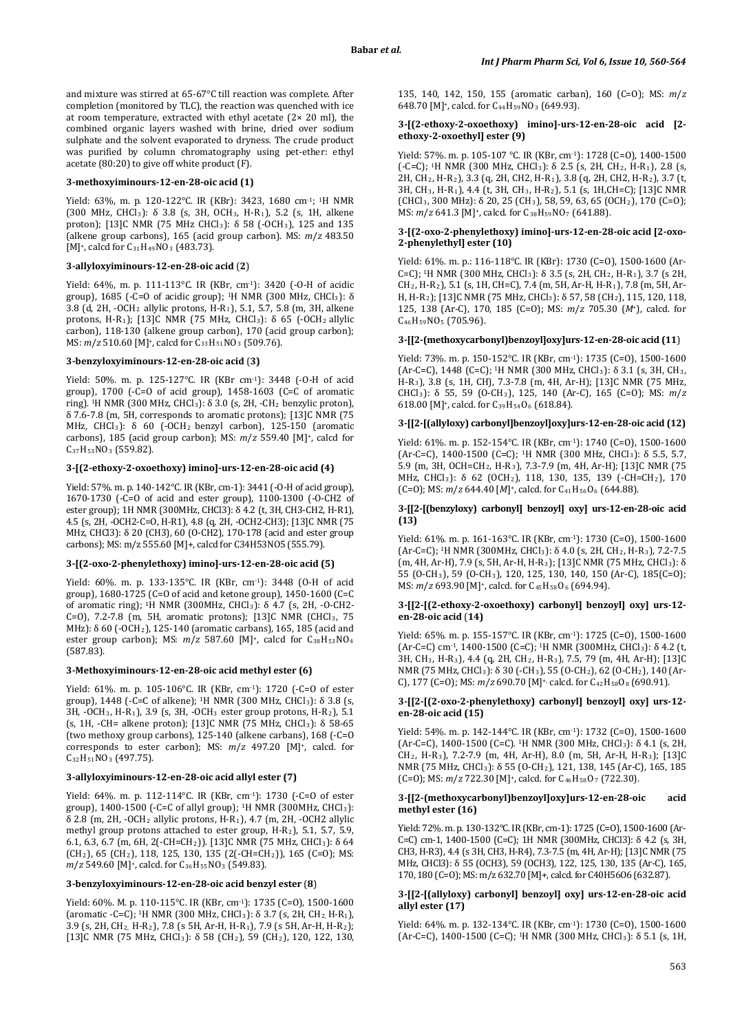and mixture was stirred at 65-67°C till reaction was complete. After completion (monitored by TLC), the reaction was quenched with ice at room temperature, extracted with ethyl acetate (2× 20 ml), the combined organic layers washed with brine, dried over sodium sulphate and the solvent evaporated to dryness. The crude product was purified by column chromatography using pet-ether: ethyl acetate (80:20) to give off white product (F).

### 3-methoxyiminours-12-en-28-oic acid (1)

Yield: 63%, m. p. 120-122°C. IR (KBr): 3423, 1680 cm-1; 1H NMR (300 MHz, $CHCl_3$): δ 3.8 (s, 3H, $OCH_3$, H-$R_1$), 5.2 (s, 1H, alkene proton); [13]C NMR (75 MHz $CHCl_3$): δ 58 (-$OCH_3$), 125 and 135 (alkene group carbons), 165 (acid group carbon). MS: *m/z* 483.50 [M]+, calcd for $C_{31}H_{49}NO_3$ (483.73).

### 3-allyloxyiminours-12-en-28-oic acid (2)

Yield: 64%, m. p. 111-113°C. IR (KBr, cm-1): 3420 (-O-H of acidic group), 1685 (-C=O of acidic group); 1H NMR (300 MHz, $CHCl_3$): δ 3.8 (d, 2H, -$OCH_2$ allylic protons, H-$R_1$), 5.1, 5.7, 5.8 (m, 3H, alkene protons, H-$R_1$); [13]C NMR (75 MHz, $CHCl_3$): δ 65 (-$OCH_2$ allylic carbon), 118-130 (alkene group carbon), 170 (acid group carbon); MS: *m/z* 510.60 [M]+, calcd for $C_{33}H_{51}NO_3$ (509.76).

### 3-benzyloxyiminours-12-en-28-oic acid (3)

Yield: 50%. m. p. 125-127°C. IR (KBr cm-1): 3448 (-O-H of acid group), 1700 (-C=O of acid group), 1458-1603 (C=C of aromatic ring). 1H NMR (300 MHz, $CHCl_3$): δ 3.0 (s, 2H, -$CH_2$ benzylic proton), δ 7.6-7.8 (m, 5H, corresponds to aromatic protons); [13]C NMR (75 MHz, $CHCl_3$): δ 60 (-$OCH_2$ benzyl carbon), 125-150 (aromatic carbons), 185 (acid group carbon); *m/z* 559.40 [M]+, calcd for $C_{37}H_{53}NO_3$ (559.82).

### 3-[(2-ethoxy-2-oxoethoxy) imino]-urs-12-en-28-oic acid (4)

Yield: 57%. m. p. 140-142°C. IR (KBr, cm-1): 3441 (-O-H of acid group), 1670-1730 (-C=O of acid and ester group), 1100-1300 (-O-CH2 of ester group); 1H NMR (300MHz, CHCl3): δ 4.2 (t, 3H, CH3-CH2, H-R1), 4.5 (s, 2H, -OCH2-C=O, H-R1), 4.8 (q, 2H, -OCH2-CH3); [13]C NMR (75 MHz, CHCl3): δ 20 (CH3), 60 (O-CH2), 170-178 (acid and ester group carbons); MS: m/z 555.60 [M]+, calcd for C34H53NO5 (555.79).

### 3-[(2-oxo-2-phenylethoxy) imino]-urs-12-en-28-oic acid (5)

Yield: 60%. m. p. 133-135°C. IR (KBr, cm-1): 3448 (O-H of acid group), 1680-1725 (C=O of acid and ketone group), 1450-1600 (C=C of aromatic ring); 1H NMR (300MHz, $CHCl_3$): δ 4.7 (s, 2H, -O-CH2-C=O), 7.2-7.8 (m, 5H, aromatic protons); [13]C NMR ($CHCl_3$, 75 MHz): δ 60 (-$OCH_2$), 125-140 (aromatic carbans), 165, 185 (acid and ester group carbon); MS: *m/z* 587.60 [M]+, calcd for $C_{38}H_{53}NO_4$ (587.83).

### 3-Methoxyiminours-12-en-28-oic acid methyl ester (6)

Yield: 61%. m. p. 105-106°C. IR (KBr, cm-1): 1720 (-C=O of ester group), 1448 (-C=C of alkene); 1H NMR (300 MHz, $CHCl_3$): δ 3.8 (s, 3H, -$OCH_3$, H-$R_1$), 3.9 (s, 3H, -$OCH_3$ ester group protons, H-$R_2$), 5.1 (s, 1H, -CH= alkene proton); [13]C NMR (75 MHz, $CHCl_3$): δ 58-65 (two methoxy group carbons), 125-140 (alkene carbans), 168 (-C=O corresponds to ester carbon); MS: *m/z* 497.20 [M]+, calcd. for $C_{32}H_{51}NO_3$ (497.75).

### 3-allyloxyiminours-12-en-28-oic acid allyl ester (7)

Yield: 64%. m. p. 112-114°C. IR (KBr, cm-1): 1730 (-C=O of ester group), 1400-1500 (-C=C of allyl group); 1H NMR (300MHz, $CHCl_3$): δ 2.8 (m, 2H, -$OCH_2$ allylic protons, H-$R_1$), 4.7 (m, 2H, -OCH2 allylic methyl group protons attached to ester group, H-$R_2$), 5.1, 5.7, 5.9, 6.1, 6.3, 6.7 (m, 6H, 2(-CH=$CH_2$)). [13]C NMR (75 MHz, $CHCl_3$): δ 64 ($CH_2$), 65 ($CH_2$), 118, 125, 130, 135 (2(-CH=$CH_2$)), 165 (C=O); MS: *m/z* 549.60 [M]+, calcd. for $C_{36}H_{55}NO_3$ (549.83).

### 3-benzyloxyiminours-12-en-28-oic acid benzyl ester (8)

Yield: 60%. M. p. 110-115°C. IR (KBr, cm-1): 1735 (C=O), 1500-1600 (aromatic -C=C); 1H NMR (300 MHz, $CHCl_3$): δ 3.7 (s, 2H, $CH_2$, H-$R_1$), 3.9 (s, 2H, $CH_2$, H-$R_2$), 7.8 (s 5H, Ar-H, H-$R_1$), 7.9 (s 5H, Ar-H, H-$R_2$); [13]C NMR (75 MHz, $CHCl_3$): δ 58 ($CH_2$), 59 ($CH_2$), 120, 122, 130, 135, 140, 142, 150, 155 (aromatic carban), 160 (C=O); MS: *m/z* 648.70 [M]+, calcd. for $C_{44}H_{59}NO_3$ (649.93).

### 3-[(2-ethoxy-2-oxoethoxy) imino]-urs-12-en-28-oic acid [2-ethoxy-2-oxoethyl] ester (9)

Yield: 57%. m. p. 105-107 °C. IR (KBr, cm-1): 1728 (C=O), 1400-1500 (-C=C); 1H NMR (300 MHz, $CHCl_3$): δ 2.5 (s, 2H, $CH_2$, H-$R_1$), 2.8 (s, 2H, $CH_2$, H-$R_2$), 3.3 (q, 2H, CH2, H-$R_1$), 3.8 (q, 2H, CH2, H-$R_2$), 3.7 (t, 3H, $CH_3$, H-$R_1$), 4.4 (t, 3H, $CH_3$, H-$R_2$), 5.1 (s, 1H,CH=C); [13]C NMR ($CHCl_3$, 300 MHz): δ 20, 25 ($CH_3$), 58, 59, 63, 65 ($OCH_2$), 170 (C=O); MS: *m/z* 641.3 [M]+, calcd. for $C_{38}H_{59}NO_7$ (641.88).

### 3-[(2-oxo-2-phenylethoxy) imino]-urs-12-en-28-oic acid [2-oxo-2-phenylethyl] ester (10)

Yield: 61%. m. p.: 116-118°C. IR (KBr): 1730 (C=O), 1500-1600 (Ar-C=C); 1H NMR (300 MHz, $CHCl_3$): δ 3.5 (s, 2H, $CH_2$, H-$R_1$), 3.7 (s 2H, $CH_2$, H-$R_2$), 5.1 (s, 1H, CH=C), 7.4 (m, 5H, Ar-H, H-$R_1$), 7.8 (m, 5H, Ar-H, H-$R_2$); [13]C NMR (75 MHz, $CHCl_3$): δ 57, 58 ($CH_2$), 115, 120, 118, 125, 138 (Ar-C), 170, 185 (C=O); MS: *m/z* 705.30 ($M^+$), calcd. for $C_{46}H_{59}NO_5$ (705.96).

### 3-[[2-(methoxycarbonyl)benzoyl]oxy]urs-12-en-28-oic acid (11)

Yield: 73%. m. p. 150-152°C. IR (KBr, cm-1): 1735 (C=O), 1500-1600 (Ar-C=C), 1448 (C=C); 1H NMR (300 MHz, $CHCl_3$): δ 3.1 (s, 3H, $CH_3$, H-$R_3$), 3.8 (s, 1H, CH), 7.3-7.8 (m, 4H, Ar-H); [13]C NMR (75 MHz, $CHCl_3$): δ 55, 59 (O-$CH_3$), 125, 140 (Ar-C), 165 (C=O); MS: *m/z* 618.00 [M]+, calcd. for $C_{39}H_{54}O_6$ (618.84).

### 3-[[2-[(allyloxy) carbonyl]benzoyl]oxy]urs-12-en-28-oic acid (12)

Yield: 61%. m. p. 152-154°C. IR (KBr, cm-1): 1740 (C=O), 1500-1600 (Ar-C=C), 1400-1500 (C=C); 1H NMR (300 MHz, $CHCl_3$): δ 5.5, 5.7, 5.9 (m, 3H, OCH=$CH_2$, H-$R_3$), 7.3-7.9 (m, 4H, Ar-H); [13]C NMR (75 MHz, $CHCl_3$): δ 62 ($OCH_2$), 118, 130, 135, 139 (-CH=$CH_2$), 170 (C=O); MS: *m/z* 644.40 [*M*]+, calcd. for $C_{41}H_{56}O_6$ (644.88).

### 3-[[2-[(benzyloxy) carbonyl] benzoyl] oxy] urs-12-en-28-oic acid (13)

Yield: 61%. m. p. 161-163°C. IR (KBr, cm-1): 1730 (C=O), 1500-1600 (Ar-C=C); 1H NMR (300MHz, $CHCl_3$): δ 4.0 (s, 2H, $CH_2$, H-$R_3$), 7.2-7.5 (m, 4H, Ar-H), 7.9 (s, 5H, Ar-H, H-$R_3$); [13]C NMR (75 MHz, $CHCl_3$): δ 55 (O-$CH_3$), 59 (O-$CH_3$), 120, 125, 130, 140, 150 (Ar-C), 185(C=O); MS: *m/z* 693.90 [M]+, calcd. for $C_{45}H_{58}O_6$ (694.94).

### 3-[[2-[(2-ethoxy-2-oxoethoxy) carbonyl] benzoyl] oxy] urs-12-en-28-oic acid (14)

Yield: 65%. m. p. 155-157°C. IR (KBr, cm-1): 1725 (C=O), 1500-1600 (Ar-C=C) cm-1, 1400-1500 (C=C); 1H NMR (300MHz, $CHCl_3$): δ 4.2 (t, 3H, $CH_3$, H-$R_3$), 4.4 (q, 2H, $CH_2$, H-$R_3$), 7.5, 79 (m, 4H, Ar-H); [13]C NMR (75 MHz, $CHCl_3$): δ 30 (-$CH_3$), 55 (O-$CH_2$), 62 (O-$CH_2$), 140 (Ar-C), 177 (C=O); MS: *m/z* 690.70 [M]+, calcd. for $C_{42}H_{58}O_8$ (690.91).

### 3-[[2-[(2-oxo-2-phenylethoxy) carbonyl] benzoyl] oxy] urs-12-en-28-oic acid (15)

Yield: 54%. m. p. 142-144°C. IR (KBr, cm-1): 1732 (C=O), 1500-1600 (Ar-C=C), 1400-1500 (C=C). 1H NMR (300 MHz, $CHCl_3$): δ 4.1 (s, 2H, $CH_2$, H-$R_3$), 7.2-7.9 (m, 4H, Ar-H), 8.0 (m, 5H, Ar-H, H-$R_3$); [13]C NMR (75 MHz, $CHCl_3$): δ 55 (O-$CH_2$), 121, 138, 145 (Ar-C), 165, 185 (C=O); MS: *m/z* 722.30 [M]+, calcd. for $C_{46}H_{58}O_7$ (722.30).

### 3-[[2-(methoxycarbonyl)benzoyl]oxy]urs-12-en-28-oic acid methyl ester (16)

Yield: 72%. m. p. 130-132°C. IR (KBr, cm-1): 1725 (C=O), 1500-1600 (Ar-C=C) cm-1, 1400-1500 (C=C); 1H NMR (300MHz, CHCl3): δ 4.2 (s, 3H, CH3, H-R3), 4.4 (s 3H, CH3, H-R4), 7.3-7.5 (m, 4H, Ar-H); [13]C NMR (75 MHz, CHCl3): δ 55 (OCH3), 59 (OCH3), 122, 125, 130, 135 (Ar-C), 165, 170, 180 (C=O); MS: m/z 632.70 [M]+, calcd. for C40H56O6 (632.87).

### 3-[[2-[(allyloxy) carbonyl] benzoyl] oxy] urs-12-en-28-oic acid allyl ester (17)

Yield: 64%. m. p. 132-134°C. IR (KBr, cm-1): 1730 (C=O), 1500-1600 (Ar-C=C), 1400-1500 (C=C); 1H NMR (300 MHz, $CHCl_3$): δ 5.1 (s, 1H,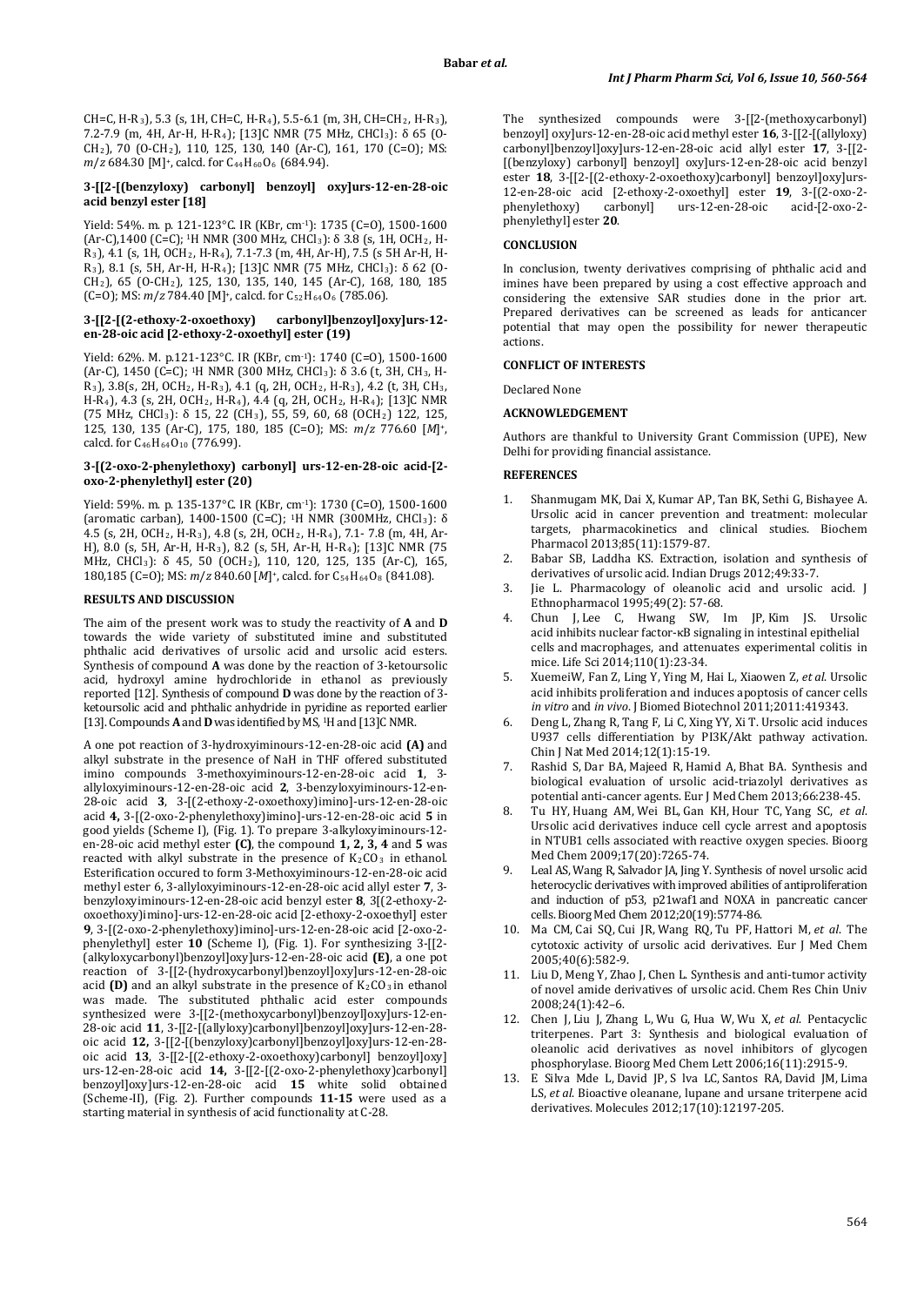CH=C, H-R$_3$), 5.3 (s, 1H, CH=C, H-R$_4$), 5.5-6.1 (m, 3H, CH=CH$_2$, H-R$_3$), 7.2-7.9 (m, 4H, Ar-H, H-R$_4$); [13]C NMR (75 MHz, CHCl$_3$): δ 65 (O-CH$_2$), 70 (O-CH$_2$), 110, 125, 130, 140 (Ar-C), 161, 170 (C=O); MS: $m/z$ 684.30 [M]$^+$, calcd. for $C_{44}H_{60}O_6$ (684.94).

### 3-[[2-[(benzyloxy) carbonyl] benzoyl] oxy]urs-12-en-28-oic acid benzyl ester [18]

Yield: 54%. m. p. 121-123°C. IR (KBr, cm$^{-1}$): 1735 (C=O), 1500-1600 (Ar-C),1400 (C=C); $^1$H NMR (300 MHz, CHCl$_3$): δ 3.8 (s, 1H, OCH$_2$, H-R$_3$), 4.1 (s, 1H, OCH$_2$, H-R$_4$), 7.1-7.3 (m, 4H, Ar-H), 7.5 (s 5H Ar-H, H-R$_3$), 8.1 (s, 5H, Ar-H, H-R$_4$); [13]C NMR (75 MHz, CHCl$_3$): δ 62 (O-CH$_2$), 65 (O-CH$_2$), 125, 130, 135, 140, 145 (Ar-C), 168, 180, 185 (C=O); MS: $m/z$ 784.40 [M]$^+$, calcd. for $C_{52}H_{64}O_6$ (785.06).

### 3-[[2-[(2-ethoxy-2-oxoethoxy) carbonyl]benzoyl]oxy]urs-12-en-28-oic acid [2-ethoxy-2-oxoethyl] ester (19)

Yield: 62%. M. p.121-123°C. IR (KBr, cm$^{-1}$): 1740 (C=O), 1500-1600 (Ar-C), 1450 (C=C); $^1$H NMR (300 MHz, CHCl$_3$): δ 3.6 (t, 3H, CH$_3$, H-R$_3$), 3.8(s, 2H, OCH$_2$, H-R$_3$), 4.1 (q, 2H, OCH$_2$, H-R$_3$), 4.2 (t, 3H, CH$_3$, H-R$_4$), 4.3 (s, 2H, OCH$_2$, H-R$_4$), 4.4 (q, 2H, OCH$_2$, H-R$_4$); [13]C NMR (75 MHz, CHCl$_3$): δ 15, 22 (CH$_3$), 55, 59, 60, 68 (OCH$_2$) 122, 125, 125, 130, 135 (Ar-C), 175, 180, 185 (C=O); MS: $m/z$ 776.60 [$M$]$^+$, calcd. for $C_{46}H_{64}O_{10}$ (776.99).

### 3-[(2-oxo-2-phenylethoxy) carbonyl] urs-12-en-28-oic acid-[2-oxo-2-phenylethyl] ester (20)

Yield: 59%. m. p. 135-137°C. IR (KBr, cm$^{-1}$): 1730 (C=O), 1500-1600 (aromatic carban), 1400-1500 (C=C); $^1$H NMR (300MHz, CHCl$_3$): δ 4.5 (s, 2H, OCH$_2$, H-R$_3$), 4.8 (s, 2H, OCH$_2$, H-R$_4$), 7.1- 7.8 (m, 4H, Ar-H), 8.0 (s, 5H, Ar-H, H-R$_3$), 8.2 (s, 5H, Ar-H, H-R$_4$); [13]C NMR (75 MHz, CHCl$_3$): δ 45, 50 (OCH$_2$), 110, 120, 125, 135 (Ar-C), 165, 180,185 (C=O); MS: $m/z$ 840.60 [$M$]$^+$, calcd. for $C_{54}H_{64}O_8$ (841.08).

## RESULTS AND DISCUSSION

The aim of the present work was to study the reactivity of **A** and **D** towards the wide variety of substituted imine and substituted phthalic acid derivatives of ursolic acid and ursolic acid esters. Synthesis of compound **A** was done by the reaction of 3-ketoursolic acid, hydroxyl amine hydrochloride in ethanol as previously reported [12]. Synthesis of compound **D** was done by the reaction of 3-ketoursolic acid and phthalic anhydride in pyridine as reported earlier [13]. Compounds **A** and **D** was identified by MS, $^1$H and [13]C NMR.

A one pot reaction of 3-hydroxyiminours-12-en-28-oic acid **(A)** and alkyl substrate in the presence of NaH in THF offered substituted imino compounds 3-methoxyiminours-12-en-28-oic acid **1**, 3-allyloxyiminours-12-en-28-oic acid **2**, 3-benzyloxyiminours-12-en-28-oic acid **3**, 3-[(2-ethoxy-2-oxoethoxy)imino]-urs-12-en-28-oic acid **4,** 3-[(2-oxo-2-phenylethoxy)imino]-urs-12-en-28-oic acid **5** in good yields (Scheme I), (Fig. 1). To prepare 3-alkyloxyiminours-12-en-28-oic acid methyl ester **(C)**, the compound **1, 2, 3, 4** and **5** was reacted with alkyl substrate in the presence of $K_2CO_3$ in ethanol. Esterification occured to form 3-Methoxyiminours-12-en-28-oic acid methyl ester 6, 3-allyloxyiminours-12-en-28-oic acid allyl ester **7**, 3-benzyloxyiminours-12-en-28-oic acid benzyl ester **8**, 3[(2-ethoxy-2-oxoethoxy)imino]-urs-12-en-28-oic acid [2-ethoxy-2-oxoethyl] ester **9**, 3-[(2-oxo-2-phenylethoxy)imino]-urs-12-en-28-oic acid [2-oxo-2-phenylethyl] ester **10** (Scheme I), (Fig. 1). For synthesizing 3-[[2-(alkyloxycarbonyl)benzoyl]oxy]urs-12-en-28-oic acid **(E)**, a one pot reaction of 3-[[2-(hydroxycarbonyl)benzoyl]oxy]urs-12-en-28-oic acid **(D)** and an alkyl substrate in the presence of $K_2CO_3$ in ethanol was made. The substituted phthalic acid ester compounds synthesized were 3-[[2-(methoxycarbonyl)benzoyl]oxy]urs-12-en-28-oic acid **11**, 3-[[2-[(allyloxy)carbonyl]benzoyl]oxy]urs-12-en-28-oic acid **12,** 3-[[2-[(benzyloxy)carbonyl]benzoyl]oxy]urs-12-en-28-oic acid **13**, 3-[[2-[(2-ethoxy-2-oxoethoxy)carbonyl] benzoyl]oxy] urs-12-en-28-oic acid **14,** 3-[[2-[(2-oxo-2-phenylethoxy)carbonyl] benzoyl]oxy]urs-12-en-28-oic acid **15** white solid obtained (Scheme-II), (Fig. 2). Further compounds **11-15** were used as a starting material in synthesis of acid functionality at C-28.

The synthesized compounds were 3-[[2-(methoxycarbonyl) benzoyl] oxy]urs-12-en-28-oic acid methyl ester **16**, 3-[[2-[(allyloxy) carbonyl]benzoyl]oxy]urs-12-en-28-oic acid allyl ester **17**, 3-[[2-[(benzyloxy) carbonyl] benzoyl] oxy]urs-12-en-28-oic acid benzyl ester **18**, 3-[[2-[(2-ethoxy-2-oxoethoxy)carbonyl] benzoyl]oxy]urs-12-en-28-oic acid [2-ethoxy-2-oxoethyl] ester **19**, 3-[(2-oxo-2-phenylethoxy) carbonyl] urs-12-en-28-oic acid-[2-oxo-2-phenylethyl] ester **20**.

## CONCLUSION

In conclusion, twenty derivatives comprising of phthalic acid and imines have been prepared by using a cost effective approach and considering the extensive SAR studies done in the prior art. Prepared derivatives can be screened as leads for anticancer potential that may open the possibility for newer therapeutic actions.

## CONFLICT OF INTERESTS

Declared None

## ACKNOWLEDGEMENT

Authors are thankful to University Grant Commission (UPE), New Delhi for providing financial assistance.

## REFERENCES

1. Shanmugam MK, Dai X, Kumar AP, Tan BK, Sethi G, Bishayee A. Ursolic acid in cancer prevention and treatment: molecular targets, pharmacokinetics and clinical studies. Biochem Pharmacol 2013;85(11):1579-87.
2. Babar SB, Laddha KS. Extraction, isolation and synthesis of derivatives of ursolic acid. Indian Drugs 2012;49:33-7.
3. Jie L. Pharmacology of oleanolic acid and ursolic acid. J Ethnopharmacol 1995;49(2): 57-68.
4. Chun J, Lee C, Hwang SW, Im JP, Kim JS. Ursolic acid inhibits nuclear factor-κB signaling in intestinal epithelial cells and macrophages, and attenuates experimental colitis in mice. Life Sci 2014;110(1):23-34.
5. XuemeiW, Fan Z, Ling Y, Ying M, Hai L, Xiaowen Z, *et al*. Ursolic acid inhibits proliferation and induces apoptosis of cancer cells *in vitro* and *in vivo*. J Biomed Biotechnol 2011;2011:419343.
6. Deng L, Zhang R, Tang F, Li C, Xing YY, Xi T. Ursolic acid induces U937 cells differentiation by PI3K/Akt pathway activation. Chin J Nat Med 2014;12(1):15-19.
7. Rashid S, Dar BA, Majeed R, Hamid A, Bhat BA. Synthesis and biological evaluation of ursolic acid-triazolyl derivatives as potential anti-cancer agents. Eur J Med Chem 2013;66:238-45.
8. Tu HY, Huang AM, Wei BL, Gan KH, Hour TC, Yang SC, *et al*. Ursolic acid derivatives induce cell cycle arrest and apoptosis in NTUB1 cells associated with reactive oxygen species. Bioorg Med Chem 2009;17(20):7265-74.
9. Leal AS, Wang R, Salvador JA, Jing Y. Synthesis of novel ursolic acid heterocyclic derivatives with improved abilities of antiproliferation and induction of p53, p21waf1 and NOXA in pancreatic cancer cells. Bioorg Med Chem 2012;20(19):5774-86.
10. Ma CM, Cai SQ, Cui JR, Wang RQ, Tu PF, Hattori M, *et al*. The cytotoxic activity of ursolic acid derivatives. Eur J Med Chem 2005;40(6):582-9.
11. Liu D, Meng Y, Zhao J, Chen L. Synthesis and anti-tumor activity of novel amide derivatives of ursolic acid. Chem Res Chin Univ 2008;24(1):42–6.
12. Chen J, Liu J, Zhang L, Wu G, Hua W, Wu X, *et al*. Pentacyclic triterpenes. Part 3: Synthesis and biological evaluation of oleanolic acid derivatives as novel inhibitors of glycogen phosphorylase. Bioorg Med Chem Lett 2006;16(11):2915-9.
13. E Silva Mde L, David JP, S lva LC, Santos RA, David JM, Lima LS, *et al*. Bioactive oleanane, lupane and ursane triterpene acid derivatives. Molecules 2012;17(10):12197-205.